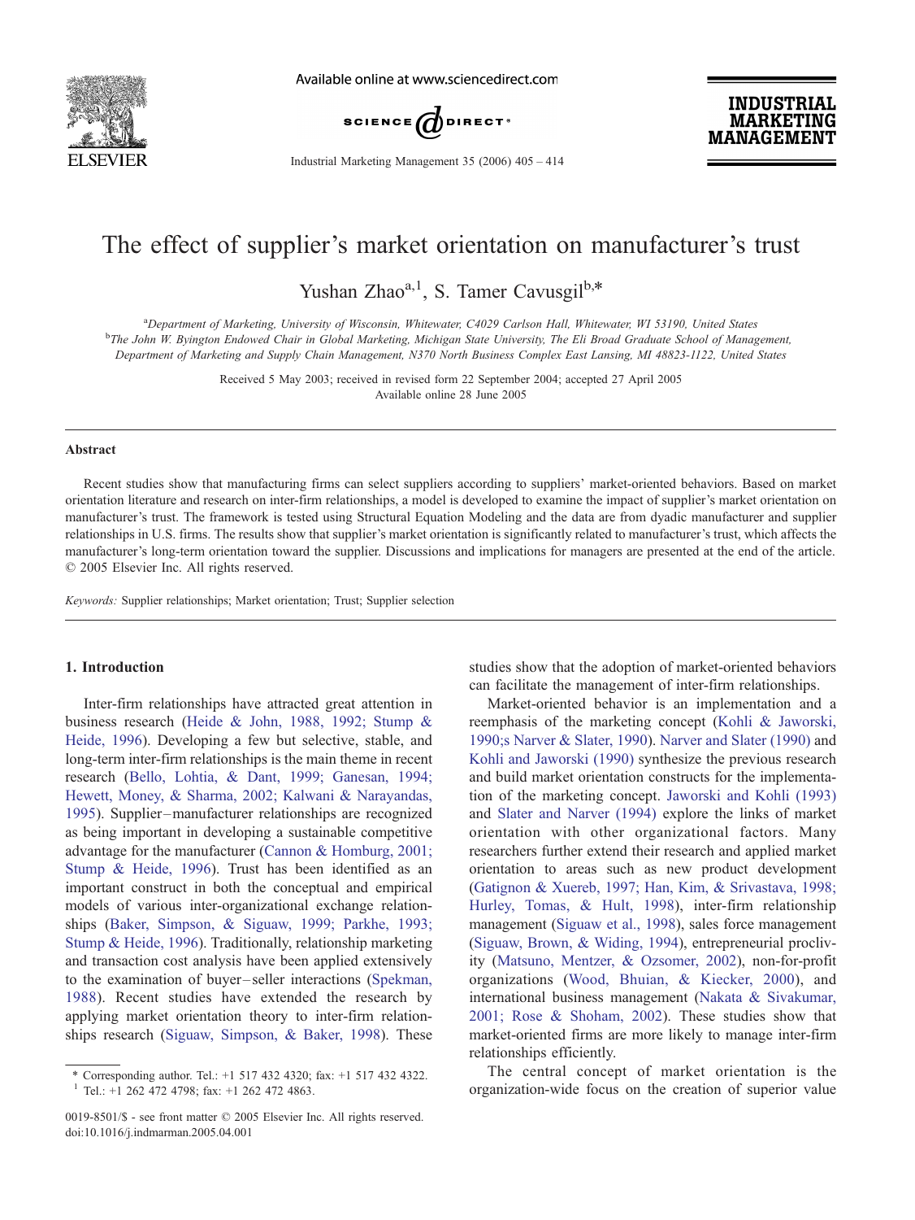# The effect of supplier's market orientation on manufacturer's trust

Yushan Zhao[a,1], S. Tamer Cavusgil[b,*]

[a]Department of Marketing, University of Wisconsin, Whitewater, C4029 Carlson Hall, Whitewater, WI 53190, United States
[b]The John W. Byington Endowed Chair in Global Marketing, Michigan State University, The Eli Broad Graduate School of Management, Department of Marketing and Supply Chain Management, N370 North Business Complex East Lansing, MI 48823-1122, United States

Received 5 May 2003; received in revised form 22 September 2004; accepted 27 April 2005
Available online 28 June 2005

## Abstract

Recent studies show that manufacturing firms can select suppliers according to suppliers' market-oriented behaviors. Based on market orientation literature and research on inter-firm relationships, a model is developed to examine the impact of supplier's market orientation on manufacturer's trust. The framework is tested using Structural Equation Modeling and the data are from dyadic manufacturer and supplier relationships in U.S. firms. The results show that supplier's market orientation is significantly related to manufacturer's trust, which affects the manufacturer's long-term orientation toward the supplier. Discussions and implications for managers are presented at the end of the article.
© 2005 Elsevier Inc. All rights reserved.

*Keywords:* Supplier relationships; Market orientation; Trust; Supplier selection

## 1. Introduction

Inter-firm relationships have attracted great attention in business research (Heide & John, 1988, 1992; Stump & Heide, 1996). Developing a few but selective, stable, and long-term inter-firm relationships is the main theme in recent research (Bello, Lohtia, & Dant, 1999; Ganesan, 1994; Hewett, Money, & Sharma, 2002; Kalwani & Narayandas, 1995). Supplier–manufacturer relationships are recognized as being important in developing a sustainable competitive advantage for the manufacturer (Cannon & Homburg, 2001; Stump & Heide, 1996). Trust has been identified as an important construct in both the conceptual and empirical models of various inter-organizational exchange relationships (Baker, Simpson, & Siguaw, 1999; Parkhe, 1993; Stump & Heide, 1996). Traditionally, relationship marketing and transaction cost analysis have been applied extensively to the examination of buyer–seller interactions (Spekman, 1988). Recent studies have extended the research by applying market orientation theory to inter-firm relationships research (Siguaw, Simpson, & Baker, 1998). These studies show that the adoption of market-oriented behaviors can facilitate the management of inter-firm relationships.

Market-oriented behavior is an implementation and a reemphasis of the marketing concept (Kohli & Jaworski, 1990;s Narver & Slater, 1990). Narver and Slater (1990) and Kohli and Jaworski (1990) synthesize the previous research and build market orientation constructs for the implementation of the marketing concept. Jaworski and Kohli (1993) and Slater and Narver (1994) explore the links of market orientation with other organizational factors. Many researchers further extend their research and applied market orientation to areas such as new product development (Gatignon & Xuereb, 1997; Han, Kim, & Srivastava, 1998; Hurley, Tomas, & Hult, 1998), inter-firm relationship management (Siguaw et al., 1998), sales force management (Siguaw, Brown, & Widing, 1994), entrepreneurial proclivity (Matsuno, Mentzer, & Ozsomer, 2002), non-for-profit organizations (Wood, Bhuian, & Kiecker, 2000), and international business management (Nakata & Sivakumar, 2001; Rose & Shoham, 2002). These studies show that market-oriented firms are more likely to manage inter-firm relationships efficiently.

The central concept of market orientation is the organization-wide focus on the creation of superior value

\* Corresponding author. Tel.: +1 517 432 4320; fax: +1 517 432 4322.
[1] Tel.: +1 262 472 4798; fax: +1 262 472 4863.

0019-8501/$ - see front matter © 2005 Elsevier Inc. All rights reserved.
doi:10.1016/j.indmarman.2005.04.001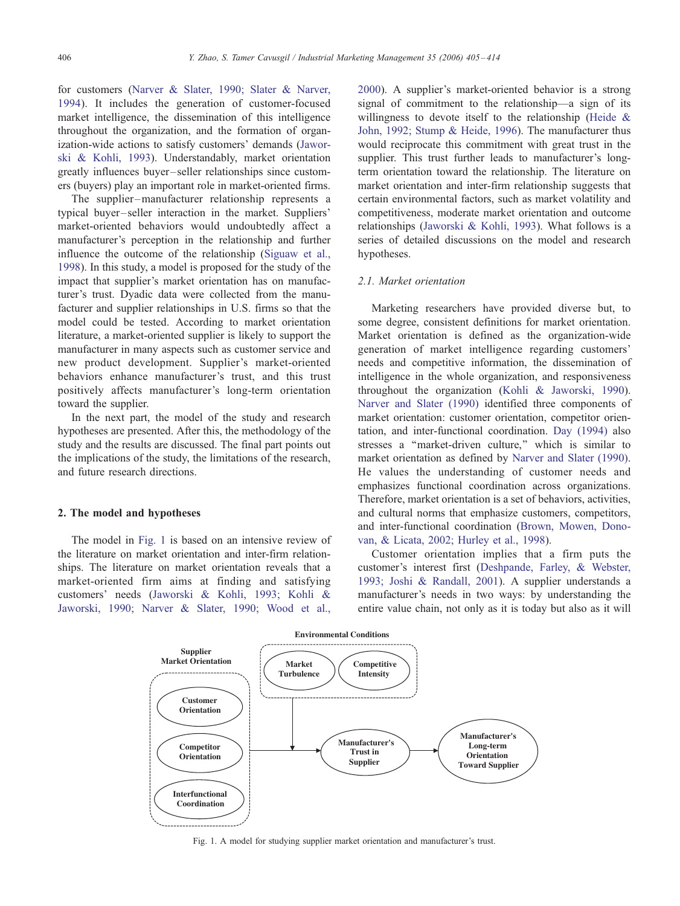for customers (Narver & Slater, 1990; Slater & Narver, 1994). It includes the generation of customer-focused market intelligence, the dissemination of this intelligence throughout the organization, and the formation of organization-wide actions to satisfy customers' demands (Jaworski & Kohli, 1993). Understandably, market orientation greatly influences buyer–seller relationships since customers (buyers) play an important role in market-oriented firms.

The supplier–manufacturer relationship represents a typical buyer–seller interaction in the market. Suppliers' market-oriented behaviors would undoubtedly affect a manufacturer's perception in the relationship and further influence the outcome of the relationship (Siguaw et al., 1998). In this study, a model is proposed for the study of the impact that supplier's market orientation has on manufacturer's trust. Dyadic data were collected from the manufacturer and supplier relationships in U.S. firms so that the model could be tested. According to market orientation literature, a market-oriented supplier is likely to support the manufacturer in many aspects such as customer service and new product development. Supplier's market-oriented behaviors enhance manufacturer's trust, and this trust positively affects manufacturer's long-term orientation toward the supplier.

In the next part, the model of the study and research hypotheses are presented. After this, the methodology of the study and the results are discussed. The final part points out the implications of the study, the limitations of the research, and future research directions.

## 2. The model and hypotheses

The model in Fig. 1 is based on an intensive review of the literature on market orientation and inter-firm relationships. The literature on market orientation reveals that a market-oriented firm aims at finding and satisfying customers' needs (Jaworski & Kohli, 1993; Kohli & Jaworski, 1990; Narver & Slater, 1990; Wood et al., 2000). A supplier's market-oriented behavior is a strong signal of commitment to the relationship—a sign of its willingness to devote itself to the relationship (Heide & John, 1992; Stump & Heide, 1996). The manufacturer thus would reciprocate this commitment with great trust in the supplier. This trust further leads to manufacturer's long-term orientation toward the relationship. The literature on market orientation and inter-firm relationship suggests that certain environmental factors, such as market volatility and competitiveness, moderate market orientation and outcome relationships (Jaworski & Kohli, 1993). What follows is a series of detailed discussions on the model and research hypotheses.

### 2.1. Market orientation

Marketing researchers have provided diverse but, to some degree, consistent definitions for market orientation. Market orientation is defined as the organization-wide generation of market intelligence regarding customers' needs and competitive information, the dissemination of intelligence in the whole organization, and responsiveness throughout the organization (Kohli & Jaworski, 1990). Narver and Slater (1990) identified three components of market orientation: customer orientation, competitor orientation, and inter-functional coordination. Day (1994) also stresses a "market-driven culture," which is similar to market orientation as defined by Narver and Slater (1990). He values the understanding of customer needs and emphasizes functional coordination across organizations. Therefore, market orientation is a set of behaviors, activities, and cultural norms that emphasize customers, competitors, and inter-functional coordination (Brown, Mowen, Donovan, & Licata, 2002; Hurley et al., 1998).

Customer orientation implies that a firm puts the customer's interest first (Deshpande, Farley, & Webster, 1993; Joshi & Randall, 2001). A supplier understands a manufacturer's needs in two ways: by understanding the entire value chain, not only as it is today but also as it will

Environmental Conditions: Market Turbulence; Competitive Intensity

Supplier Market Orientation: Customer Orientation; Competitor Orientation; Interfunctional Coordination

Manufacturer's Trust in Supplier → Manufacturer's Long-term Orientation Toward Supplier

Fig. 1. A model for studying supplier market orientation and manufacturer's trust.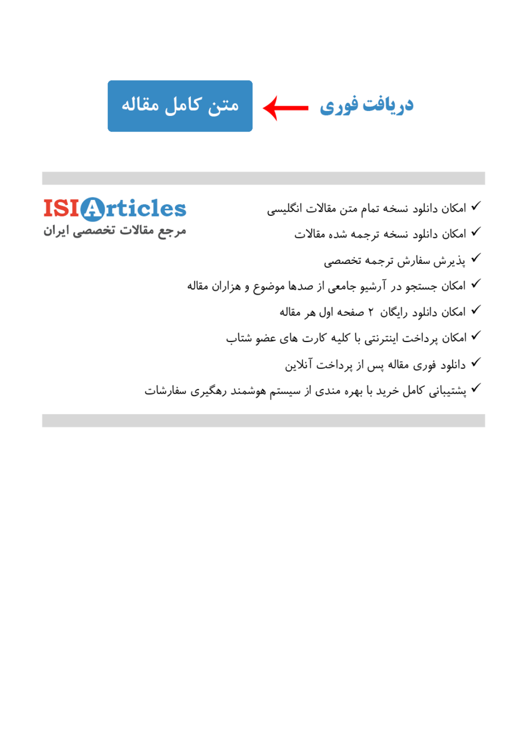دریافت فوری ← متن کامل مقاله

**ISIArticles**
مرجع مقالات تخصصی ایران

- ✓ امکان دانلود نسخه تمام متن مقالات انگلیسی
- ✓ امکان دانلود نسخه ترجمه شده مقالات
- ✓ پذیرش سفارش ترجمه تخصصی
- ✓ امکان جستجو در آرشیو جامعی از صدها موضوع و هزاران مقاله
- ✓ امکان دانلود رایگان ۲ صفحه اول هر مقاله
- ✓ امکان پرداخت اینترنتی با کلیه کارت های عضو شتاب
- ✓ دانلود فوری مقاله پس از پرداخت آنلاین
- ✓ پشتیبانی کامل خرید با بهره مندی از سیستم هوشمند رهگیری سفارشات